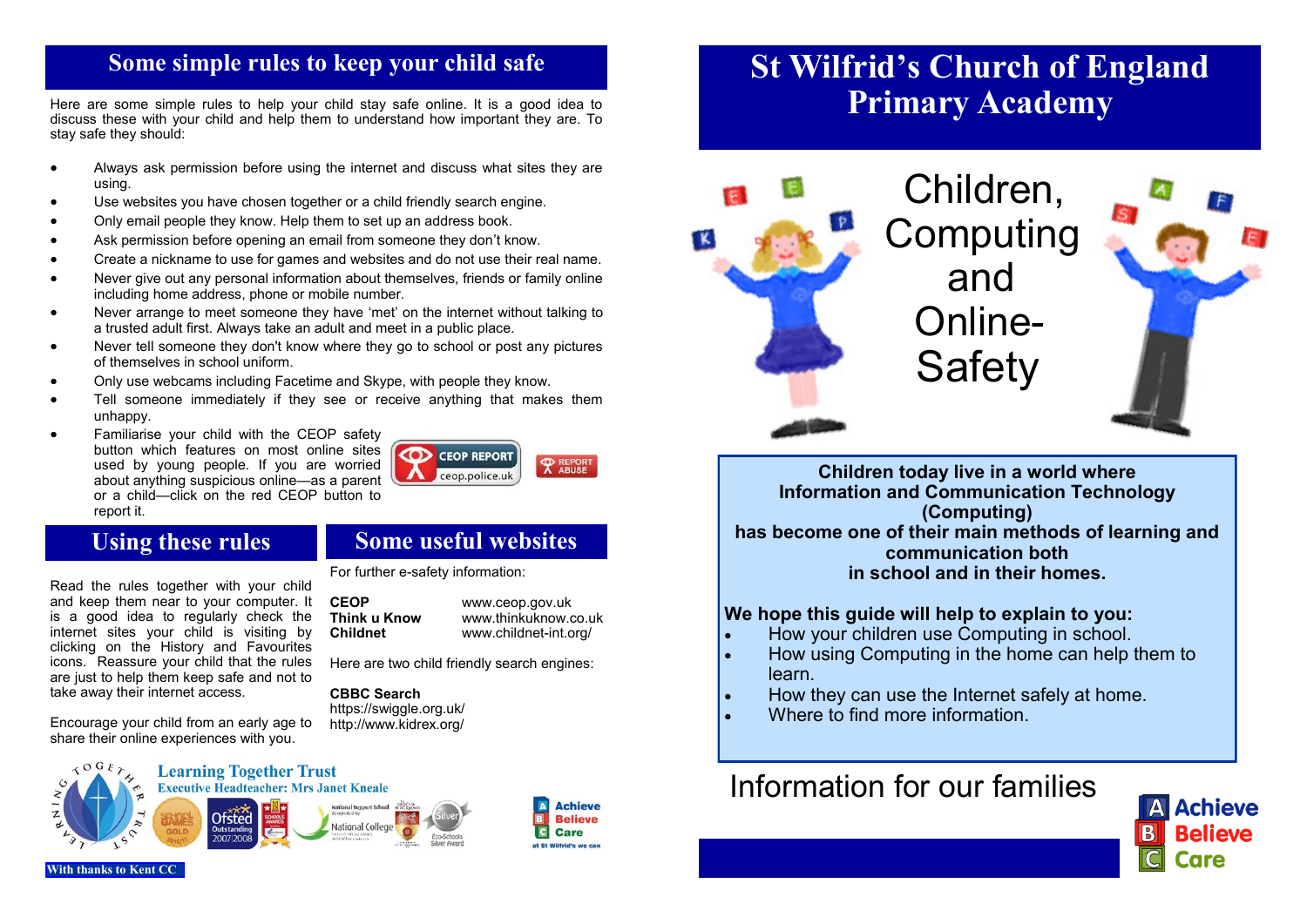## Some simple rules to keep your child safe

Here are some simple rules to help your child stay safe online. It is a good idea to discuss these with your child and help them to understand how important they are. To stay safe they should:

- Always ask permission before using the internet and discuss what sites they are using.
- Use websites you have chosen together or a child friendly search engine.
- Only email people they know. Help them to set up an address book.
- Ask permission before opening an email from someone they don't know.
- Create a nickname to use for games and websites and do not use their real name.
- Never give out any personal information about themselves, friends or family online including home address, phone or mobile number.
- Never arrange to meet someone they have 'met' on the internet without talking to a trusted adult first. Always take an adult and meet in a public place.
- Never tell someone they don't know where they go to school or post any pictures of themselves in school uniform.
- Only use webcams including Facetime and Skype, with people they know.
- Tell someone immediately if they see or receive anything that makes them unhappy.
- Familiarise your child with the CEOP safety button which features on most online sites used by young people. If you are worried about anything suspicious online—as a parent or a child—click on the red CEOP button to report it.

CEOP REPORT ceop.police.uk

REPORT ABUSE

## Using these rules

Read the rules together with your child and keep them near to your computer. It is a good idea to regularly check the internet sites your child is visiting by clicking on the History and Favourites icons. Reassure your child that the rules are just to help them keep safe and not to take away their internet access.

Encourage your child from an early age to share their online experiences with you.

## Some useful websites

For further e-safety information:

| | |
|---|---|
| **CEOP** | www.ceop.gov.uk |
| **Think u Know** | www.thinkuknow.co.uk |
| **Childnet** | www.childnet-int.org/ |

Here are two child friendly search engines:

**CBBC Search**
https://swiggle.org.uk/
http://www.kidrex.org/

**Learning Together Trust**
**Executive Headteacher: Mrs Janet Kneale**

Achieve Believe Care at St Wilfrid's we can

With thanks to Kent CC

# St Wilfrid's Church of England Primary Academy

# Children, Computing and Online-Safety

**Children today live in a world where Information and Communication Technology (Computing) has become one of their main methods of learning and communication both in school and in their homes.**

**We hope this guide will help to explain to you:**

- How your children use Computing in school.
- How using Computing in the home can help them to learn.
- How they can use the Internet safely at home.
- Where to find more information.

Information for our families

Achieve Believe Care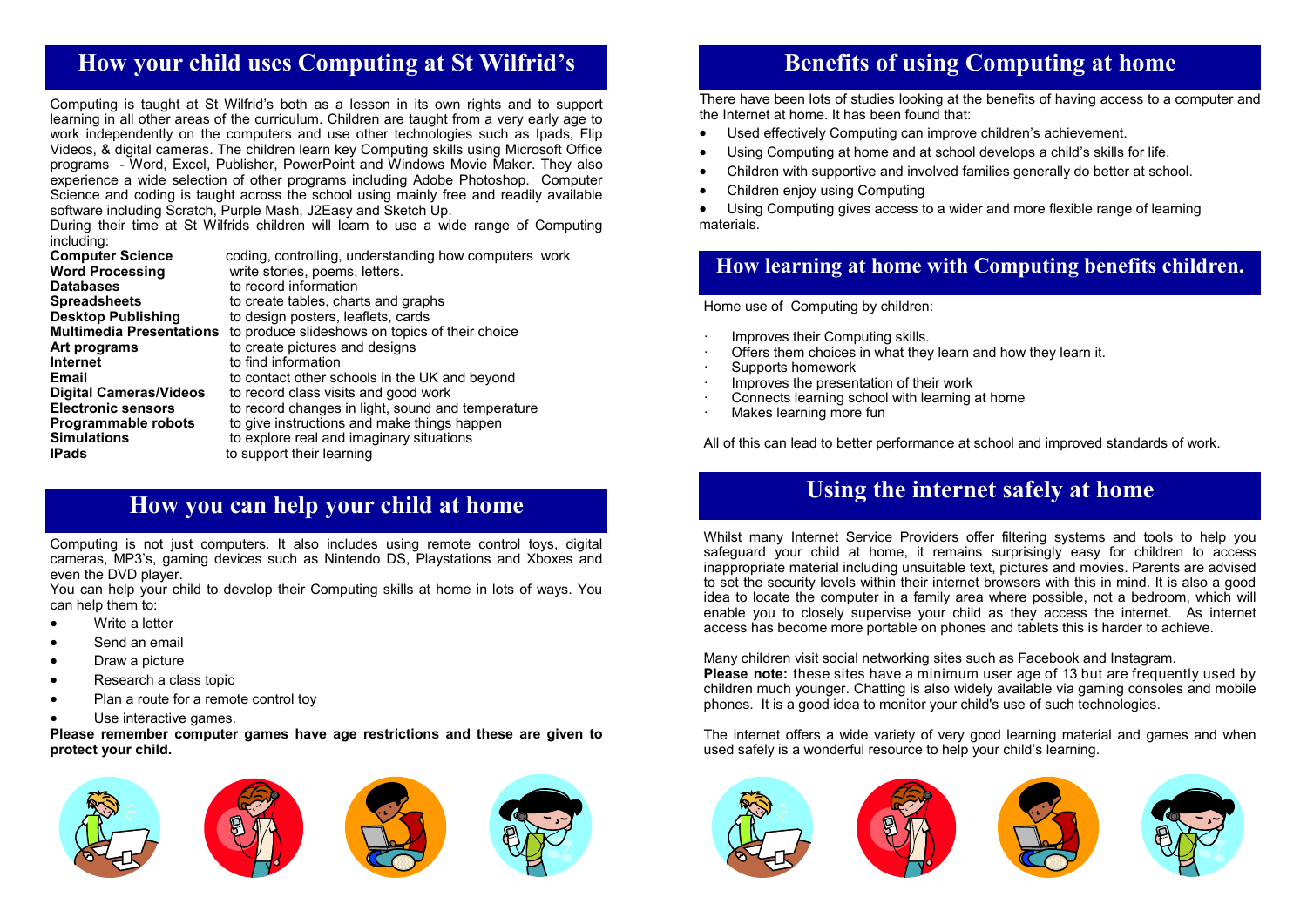## How your child uses Computing at St Wilfrid's

Computing is taught at St Wilfrid's both as a lesson in its own rights and to support learning in all other areas of the curriculum. Children are taught from a very early age to work independently on the computers and use other technologies such as Ipads, Flip Videos, & digital cameras. The children learn key Computing skills using Microsoft Office programs - Word, Excel, Publisher, PowerPoint and Windows Movie Maker. They also experience a wide selection of other programs including Adobe Photoshop. Computer Science and coding is taught across the school using mainly free and readily available software including Scratch, Purple Mash, J2Easy and Sketch Up.

During their time at St Wilfrids children will learn to use a wide range of Computing including:

| | |
|---|---|
| **Computer Science** | coding, controlling, understanding how computers work |
| **Word Processing** | write stories, poems, letters. |
| **Databases** | to record information |
| **Spreadsheets** | to create tables, charts and graphs |
| **Desktop Publishing** | to design posters, leaflets, cards |
| **Multimedia Presentations** | to produce slideshows on topics of their choice |
| **Art programs** | to create pictures and designs |
| **Internet** | to find information |
| **Email** | to contact other schools in the UK and beyond |
| **Digital Cameras/Videos** | to record class visits and good work |
| **Electronic sensors** | to record changes in light, sound and temperature |
| **Programmable robots** | to give instructions and make things happen |
| **Simulations** | to explore real and imaginary situations |
| **IPads** | to support their learning |

## How you can help your child at home

Computing is not just computers. It also includes using remote control toys, digital cameras, MP3's, gaming devices such as Nintendo DS, Playstations and Xboxes and even the DVD player.

You can help your child to develop their Computing skills at home in lots of ways. You can help them to:

- Write a letter
- Send an email
- Draw a picture
- Research a class topic
- Plan a route for a remote control toy
- Use interactive games.

**Please remember computer games have age restrictions and these are given to protect your child.**

## Benefits of using Computing at home

There have been lots of studies looking at the benefits of having access to a computer and the Internet at home. It has been found that:

- Used effectively Computing can improve children's achievement.
- Using Computing at home and at school develops a child's skills for life.
- Children with supportive and involved families generally do better at school.
- Children enjoy using Computing
- Using Computing gives access to a wider and more flexible range of learning materials.

## How learning at home with Computing benefits children.

Home use of Computing by children:

- Improves their Computing skills.
- Offers them choices in what they learn and how they learn it.
- Supports homework
- Improves the presentation of their work
- Connects learning school with learning at home
- Makes learning more fun

All of this can lead to better performance at school and improved standards of work.

## Using the internet safely at home

Whilst many Internet Service Providers offer filtering systems and tools to help you safeguard your child at home, it remains surprisingly easy for children to access inappropriate material including unsuitable text, pictures and movies. Parents are advised to set the security levels within their internet browsers with this in mind. It is also a good idea to locate the computer in a family area where possible, not a bedroom, which will enable you to closely supervise your child as they access the internet. As internet access has become more portable on phones and tablets this is harder to achieve.

Many children visit social networking sites such as Facebook and Instagram.
**Please note:** these sites have a minimum user age of 13 but are frequently used by children much younger. Chatting is also widely available via gaming consoles and mobile phones. It is a good idea to monitor your child's use of such technologies.

The internet offers a wide variety of very good learning material and games and when used safely is a wonderful resource to help your child's learning.